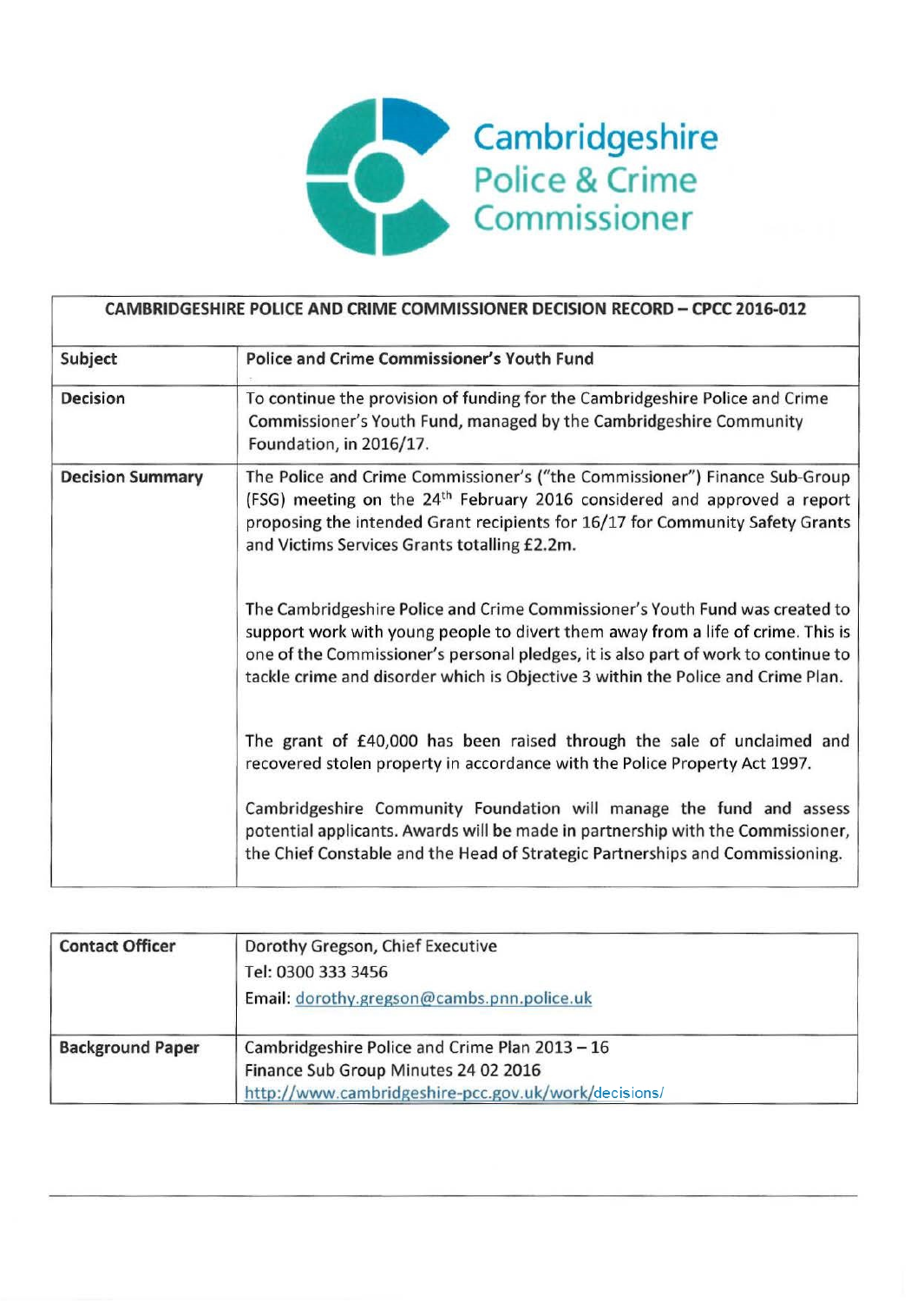Cambridgeshire Police & Crime Commissioner

| CAMBRIDGESHIRE POLICE AND CRIME COMMISSIONER DECISION RECORD – CPCC 2016-012 | |
|---|---|
| **Subject** | **Police and Crime Commissioner's Youth Fund** |
| **Decision** | To continue the provision of funding for the Cambridgeshire Police and Crime Commissioner's Youth Fund, managed by the Cambridgeshire Community Foundation, in 2016/17. |
| **Decision Summary** | The Police and Crime Commissioner's ("the Commissioner") Finance Sub-Group (FSG) meeting on the 24th February 2016 considered and approved a report proposing the intended Grant recipients for 16/17 for Community Safety Grants and Victims Services Grants totalling £2.2m.<br><br>The Cambridgeshire Police and Crime Commissioner's Youth Fund was created to support work with young people to divert them away from a life of crime. This is one of the Commissioner's personal pledges, it is also part of work to continue to tackle crime and disorder which is Objective 3 within the Police and Crime Plan.<br><br>The grant of £40,000 has been raised through the sale of unclaimed and recovered stolen property in accordance with the Police Property Act 1997.<br><br>Cambridgeshire Community Foundation will manage the fund and assess potential applicants. Awards will be made in partnership with the Commissioner, the Chief Constable and the Head of Strategic Partnerships and Commissioning. |

| **Contact Officer** | Dorothy Gregson, Chief Executive<br>Tel: 0300 333 3456<br>Email: dorothy.gregson@cambs.pnn.police.uk |
|---|---|
| **Background Paper** | Cambridgeshire Police and Crime Plan 2013 – 16<br>Finance Sub Group Minutes 24 02 2016<br>http://www.cambridgeshire-pcc.gov.uk/work/decisions/ |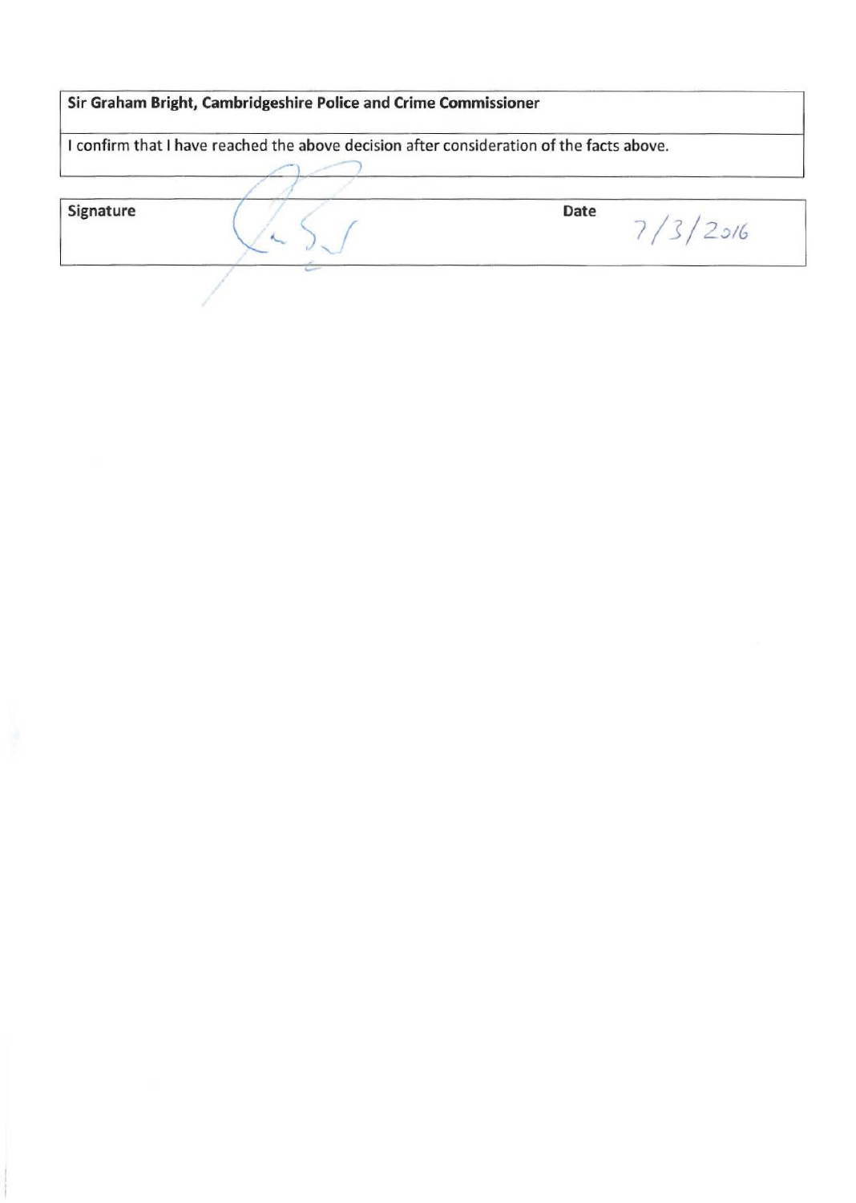| **Sir Graham Bright, Cambridgeshire Police and Crime Commissioner** |
| --- |
| I confirm that I have reached the above decision after consideration of the facts above. |

| | | | |
| --- | --- | --- | --- |
| **Signature** | | **Date** | 7/3/2016 |